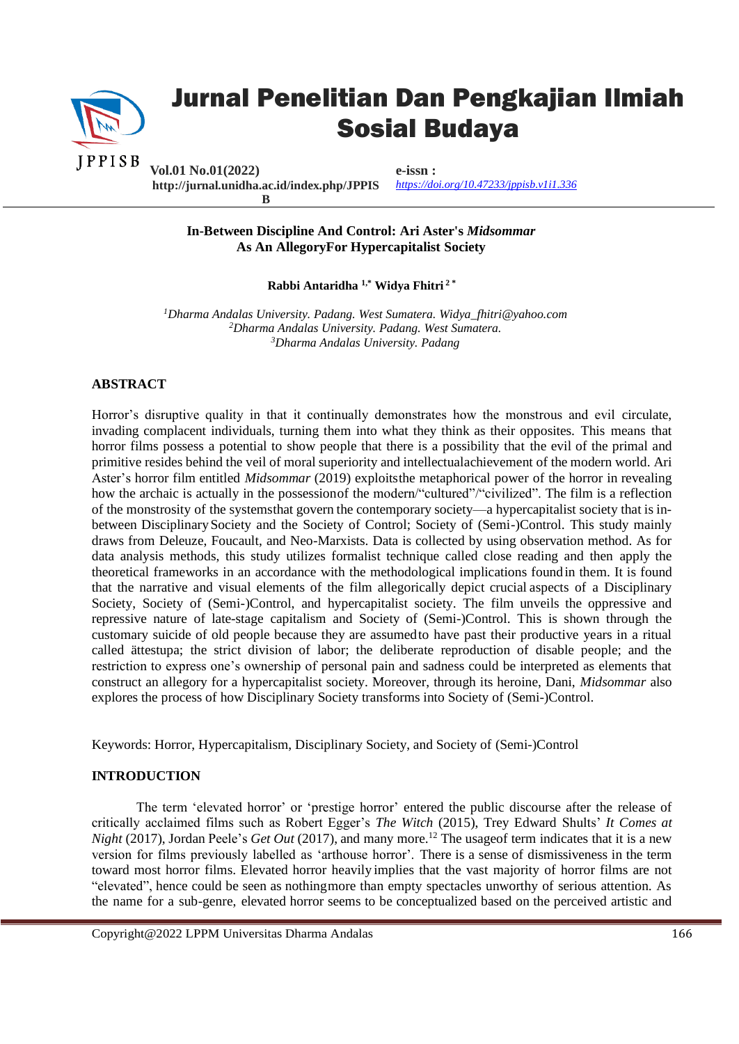# Jurnal Penelitian Dan Pengkajian Ilmiah Sosial Budaya

**Vol.01 No.01(2022)**
**http://jurnal.unidha.ac.id/index.php/JPPISB**

**e-issn :**
*https://doi.org/10.47233/jppisb.v1i1.336*

## In-Between Discipline And Control: Ari Aster's *Midsommar* As An AllegoryFor Hypercapitalist Society

**Rabbi Antaridha [1,*] Widya Fhitri [2 *]**

*[1]Dharma Andalas University. Padang. West Sumatera. Widya_fhitri@yahoo.com*
*[2]Dharma Andalas University. Padang. West Sumatera.*
*[3]Dharma Andalas University. Padang*

### ABSTRACT

Horror's disruptive quality in that it continually demonstrates how the monstrous and evil circulate, invading complacent individuals, turning them into what they think as their opposites. This means that horror films possess a potential to show people that there is a possibility that the evil of the primal and primitive resides behind the veil of moral superiority and intellectualachievement of the modern world. Ari Aster's horror film entitled *Midsommar* (2019) exploitsthe metaphorical power of the horror in revealing how the archaic is actually in the possessionof the modern/"cultured"/"civilized". The film is a reflection of the monstrosity of the systemsthat govern the contemporary society—a hypercapitalist society that is in-between Disciplinary Society and the Society of Control; Society of (Semi-)Control. This study mainly draws from Deleuze, Foucault, and Neo-Marxists. Data is collected by using observation method. As for data analysis methods, this study utilizes formalist technique called close reading and then apply the theoretical frameworks in an accordance with the methodological implications foundin them. It is found that the narrative and visual elements of the film allegorically depict crucial aspects of a Disciplinary Society, Society of (Semi-)Control, and hypercapitalist society. The film unveils the oppressive and repressive nature of late-stage capitalism and Society of (Semi-)Control. This is shown through the customary suicide of old people because they are assumedto have past their productive years in a ritual called ättestupa; the strict division of labor; the deliberate reproduction of disable people; and the restriction to express one's ownership of personal pain and sadness could be interpreted as elements that construct an allegory for a hypercapitalist society. Moreover, through its heroine, Dani, *Midsommar* also explores the process of how Disciplinary Society transforms into Society of (Semi-)Control.

Keywords: Horror, Hypercapitalism, Disciplinary Society, and Society of (Semi-)Control

### INTRODUCTION

The term 'elevated horror' or 'prestige horror' entered the public discourse after the release of critically acclaimed films such as Robert Egger's *The Witch* (2015), Trey Edward Shults' *It Comes at Night* (2017), Jordan Peele's *Get Out* (2017), and many more.[12] The usageof term indicates that it is a new version for films previously labelled as 'arthouse horror'. There is a sense of dismissiveness in the term toward most horror films. Elevated horror heavily implies that the vast majority of horror films are not "elevated", hence could be seen as nothingmore than empty spectacles unworthy of serious attention. As the name for a sub-genre, elevated horror seems to be conceptualized based on the perceived artistic and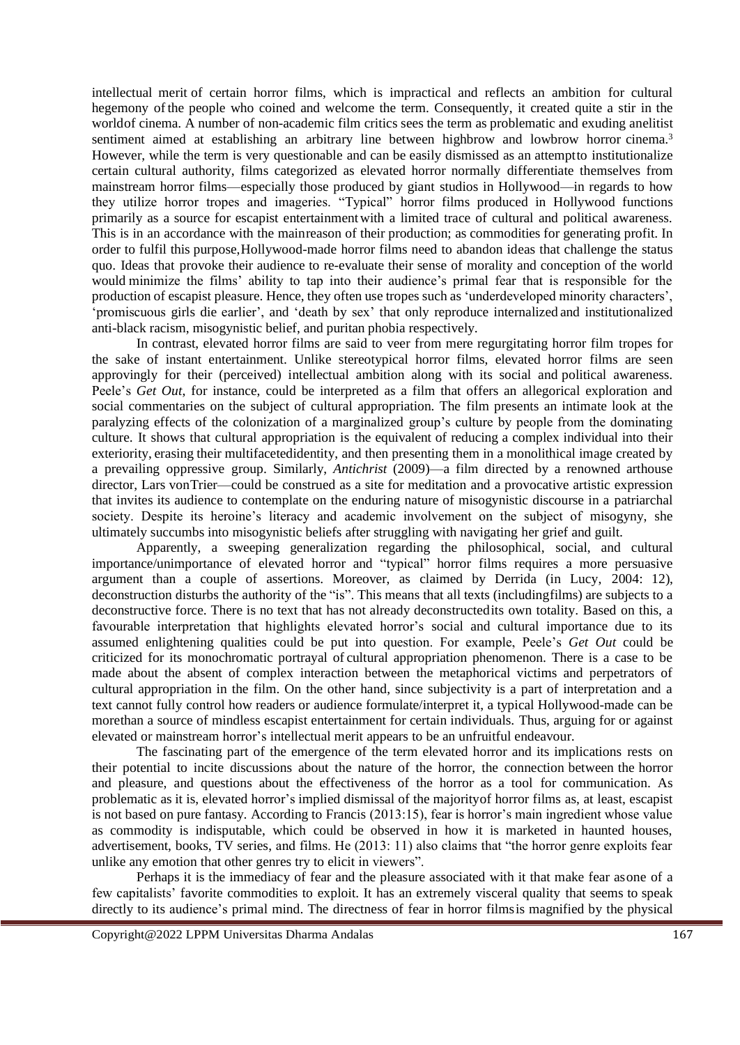intellectual merit of certain horror films, which is impractical and reflects an ambition for cultural hegemony of the people who coined and welcome the term. Consequently, it created quite a stir in the worldof cinema. A number of non-academic film critics sees the term as problematic and exuding anelitist sentiment aimed at establishing an arbitrary line between highbrow and lowbrow horror cinema.[3] However, while the term is very questionable and can be easily dismissed as an attemptto institutionalize certain cultural authority, films categorized as elevated horror normally differentiate themselves from mainstream horror films—especially those produced by giant studios in Hollywood—in regards to how they utilize horror tropes and imageries. "Typical" horror films produced in Hollywood functions primarily as a source for escapist entertainment with a limited trace of cultural and political awareness. This is in an accordance with the mainreason of their production; as commodities for generating profit. In order to fulfil this purpose,Hollywood-made horror films need to abandon ideas that challenge the status quo. Ideas that provoke their audience to re-evaluate their sense of morality and conception of the world would minimize the films' ability to tap into their audience's primal fear that is responsible for the production of escapist pleasure. Hence, they often use tropes such as 'underdeveloped minority characters', 'promiscuous girls die earlier', and 'death by sex' that only reproduce internalized and institutionalized anti-black racism, misogynistic belief, and puritan phobia respectively.

In contrast, elevated horror films are said to veer from mere regurgitating horror film tropes for the sake of instant entertainment. Unlike stereotypical horror films, elevated horror films are seen approvingly for their (perceived) intellectual ambition along with its social and political awareness. Peele's *Get Out*, for instance, could be interpreted as a film that offers an allegorical exploration and social commentaries on the subject of cultural appropriation. The film presents an intimate look at the paralyzing effects of the colonization of a marginalized group's culture by people from the dominating culture. It shows that cultural appropriation is the equivalent of reducing a complex individual into their exteriority, erasing their multifacetedidentity, and then presenting them in a monolithical image created by a prevailing oppressive group. Similarly, *Antichrist* (2009)—a film directed by a renowned arthouse director, Lars vonTrier—could be construed as a site for meditation and a provocative artistic expression that invites its audience to contemplate on the enduring nature of misogynistic discourse in a patriarchal society. Despite its heroine's literacy and academic involvement on the subject of misogyny, she ultimately succumbs into misogynistic beliefs after struggling with navigating her grief and guilt.

Apparently, a sweeping generalization regarding the philosophical, social, and cultural importance/unimportance of elevated horror and "typical" horror films requires a more persuasive argument than a couple of assertions. Moreover, as claimed by Derrida (in Lucy, 2004: 12), deconstruction disturbs the authority of the "is". This means that all texts (includingfilms) are subjects to a deconstructive force. There is no text that has not already deconstructedits own totality. Based on this, a favourable interpretation that highlights elevated horror's social and cultural importance due to its assumed enlightening qualities could be put into question. For example, Peele's *Get Out* could be criticized for its monochromatic portrayal of cultural appropriation phenomenon. There is a case to be made about the absent of complex interaction between the metaphorical victims and perpetrators of cultural appropriation in the film. On the other hand, since subjectivity is a part of interpretation and a text cannot fully control how readers or audience formulate/interpret it, a typical Hollywood-made can be morethan a source of mindless escapist entertainment for certain individuals. Thus, arguing for or against elevated or mainstream horror's intellectual merit appears to be an unfruitful endeavour.

The fascinating part of the emergence of the term elevated horror and its implications rests on their potential to incite discussions about the nature of the horror, the connection between the horror and pleasure, and questions about the effectiveness of the horror as a tool for communication. As problematic as it is, elevated horror's implied dismissal of the majorityof horror films as, at least, escapist is not based on pure fantasy. According to Francis (2013:15), fear is horror's main ingredient whose value as commodity is indisputable, which could be observed in how it is marketed in haunted houses, advertisement, books, TV series, and films. He (2013: 11) also claims that "the horror genre exploits fear unlike any emotion that other genres try to elicit in viewers".

Perhaps it is the immediacy of fear and the pleasure associated with it that make fear asone of a few capitalists' favorite commodities to exploit. It has an extremely visceral quality that seems to speak directly to its audience's primal mind. The directness of fear in horror filmsis magnified by the physical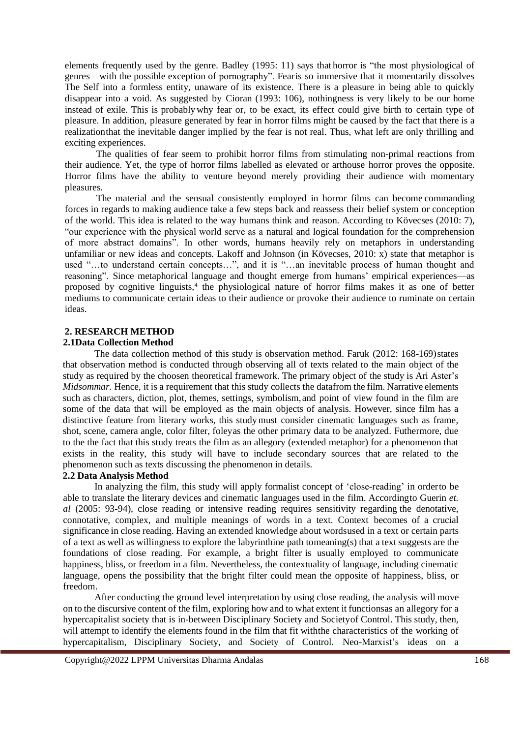elements frequently used by the genre. Badley (1995: 11) says that horror is "the most physiological of genres—with the possible exception of pornography". Fear is so immersive that it momentarily dissolves The Self into a formless entity, unaware of its existence. There is a pleasure in being able to quickly disappear into a void. As suggested by Cioran (1993: 106), nothingness is very likely to be our home instead of exile. This is probably why fear or, to be exact, its effect could give birth to certain type of pleasure. In addition, pleasure generated by fear in horror films might be caused by the fact that there is a realization that the inevitable danger implied by the fear is not real. Thus, what left are only thrilling and exciting experiences.

The qualities of fear seem to prohibit horror films from stimulating non-primal reactions from their audience. Yet, the type of horror films labelled as elevated or arthouse horror proves the opposite. Horror films have the ability to venture beyond merely providing their audience with momentary pleasures.

The material and the sensual consistently employed in horror films can become commanding forces in regards to making audience take a few steps back and reassess their belief system or conception of the world. This idea is related to the way humans think and reason. According to Kövecses (2010: 7), "our experience with the physical world serve as a natural and logical foundation for the comprehension of more abstract domains". In other words, humans heavily rely on metaphors in understanding unfamiliar or new ideas and concepts. Lakoff and Johnson (in Kövecses, 2010: x) state that metaphor is used "…to understand certain concepts…", and it is "…an inevitable process of human thought and reasoning". Since metaphorical language and thought emerge from humans' empirical experiences—as proposed by cognitive linguists,[4] the physiological nature of horror films makes it as one of better mediums to communicate certain ideas to their audience or provoke their audience to ruminate on certain ideas.

## 2. RESEARCH METHOD

### 2.1 Data Collection Method

The data collection method of this study is observation method. Faruk (2012: 168-169) states that observation method is conducted through observing all of texts related to the main object of the study as required by the choosen theoretical framework. The primary object of the study is Ari Aster's *Midsommar*. Hence, it is a requirement that this study collects the data from the film. Narrative elements such as characters, diction, plot, themes, settings, symbolism, and point of view found in the film are some of the data that will be employed as the main objects of analysis. However, since film has a distinctive feature from literary works, this study must consider cinematic languages such as frame, shot, scene, camera angle, color filter, foley as the other primary data to be analyzed. Futhermore, due to the the fact that this study treats the film as an allegory (extended metaphor) for a phenomenon that exists in the reality, this study will have to include secondary sources that are related to the phenomenon such as texts discussing the phenomenon in details.

### 2.2 Data Analysis Method

In analyzing the film, this study will apply formalist concept of 'close-reading' in order to be able to translate the literary devices and cinematic languages used in the film. According to Guerin *et. al* (2005: 93-94), close reading or intensive reading requires sensitivity regarding the denotative, connotative, complex, and multiple meanings of words in a text. Context becomes of a crucial significance in close reading. Having an extended knowledge about words used in a text or certain parts of a text as well as willingness to explore the labyrinthine path to meaning(s) that a text suggests are the foundations of close reading. For example, a bright filter is usually employed to communicate happiness, bliss, or freedom in a film. Nevertheless, the contextuality of language, including cinematic language, opens the possibility that the bright filter could mean the opposite of happiness, bliss, or freedom.

After conducting the ground level interpretation by using close reading, the analysis will move on to the discursive content of the film, exploring how and to what extent it functions as an allegory for a hypercapitalist society that is in-between Disciplinary Society and Society of Control. This study, then, will attempt to identify the elements found in the film that fit with the characteristics of the working of hypercapitalism, Disciplinary Society, and Society of Control. Neo-Marxist's ideas on a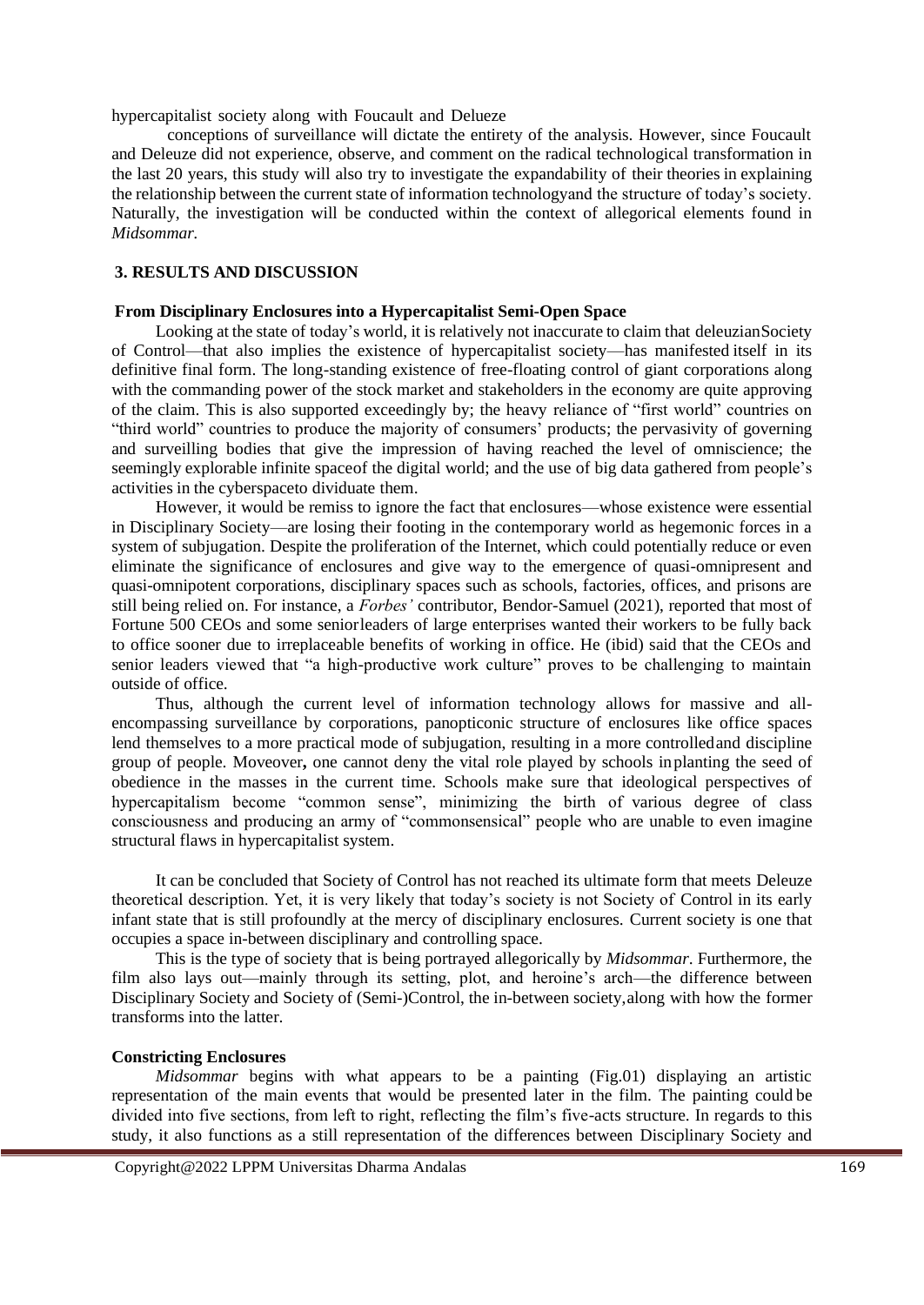hypercapitalist society along with Foucault and Delueze

conceptions of surveillance will dictate the entirety of the analysis. However, since Foucault and Deleuze did not experience, observe, and comment on the radical technological transformation in the last 20 years, this study will also try to investigate the expandability of their theories in explaining the relationship between the current state of information technologyand the structure of today's society. Naturally, the investigation will be conducted within the context of allegorical elements found in *Midsommar.*

## 3. RESULTS AND DISCUSSION

### From Disciplinary Enclosures into a Hypercapitalist Semi-Open Space

Looking at the state of today's world, it is relatively not inaccurate to claim that deleuzianSociety of Control—that also implies the existence of hypercapitalist society—has manifested itself in its definitive final form. The long-standing existence of free-floating control of giant corporations along with the commanding power of the stock market and stakeholders in the economy are quite approving of the claim. This is also supported exceedingly by; the heavy reliance of "first world" countries on "third world" countries to produce the majority of consumers' products; the pervasivity of governing and surveilling bodies that give the impression of having reached the level of omniscience; the seemingly explorable infinite spaceof the digital world; and the use of big data gathered from people's activities in the cyberspaceto dividuate them.

However, it would be remiss to ignore the fact that enclosures—whose existence were essential in Disciplinary Society—are losing their footing in the contemporary world as hegemonic forces in a system of subjugation. Despite the proliferation of the Internet, which could potentially reduce or even eliminate the significance of enclosures and give way to the emergence of quasi-omnipresent and quasi-omnipotent corporations, disciplinary spaces such as schools, factories, offices, and prisons are still being relied on. For instance, a *Forbes'* contributor, Bendor-Samuel (2021), reported that most of Fortune 500 CEOs and some seniorleaders of large enterprises wanted their workers to be fully back to office sooner due to irreplaceable benefits of working in office. He (ibid) said that the CEOs and senior leaders viewed that "a high-productive work culture" proves to be challenging to maintain outside of office.

Thus, although the current level of information technology allows for massive and all-encompassing surveillance by corporations, panopticonic structure of enclosures like office spaces lend themselves to a more practical mode of subjugation, resulting in a more controlledand discipline group of people. Moveover**,** one cannot deny the vital role played by schools inplanting the seed of obedience in the masses in the current time. Schools make sure that ideological perspectives of hypercapitalism become "common sense", minimizing the birth of various degree of class consciousness and producing an army of "commonsensical" people who are unable to even imagine structural flaws in hypercapitalist system.

It can be concluded that Society of Control has not reached its ultimate form that meets Deleuze theoretical description. Yet, it is very likely that today's society is not Society of Control in its early infant state that is still profoundly at the mercy of disciplinary enclosures. Current society is one that occupies a space in-between disciplinary and controlling space.

This is the type of society that is being portrayed allegorically by *Midsommar*. Furthermore, the film also lays out—mainly through its setting, plot, and heroine's arch—the difference between Disciplinary Society and Society of (Semi-)Control, the in-between society,along with how the former transforms into the latter.

### Constricting Enclosures

*Midsommar* begins with what appears to be a painting (Fig.01) displaying an artistic representation of the main events that would be presented later in the film. The painting could be divided into five sections, from left to right, reflecting the film's five-acts structure. In regards to this study, it also functions as a still representation of the differences between Disciplinary Society and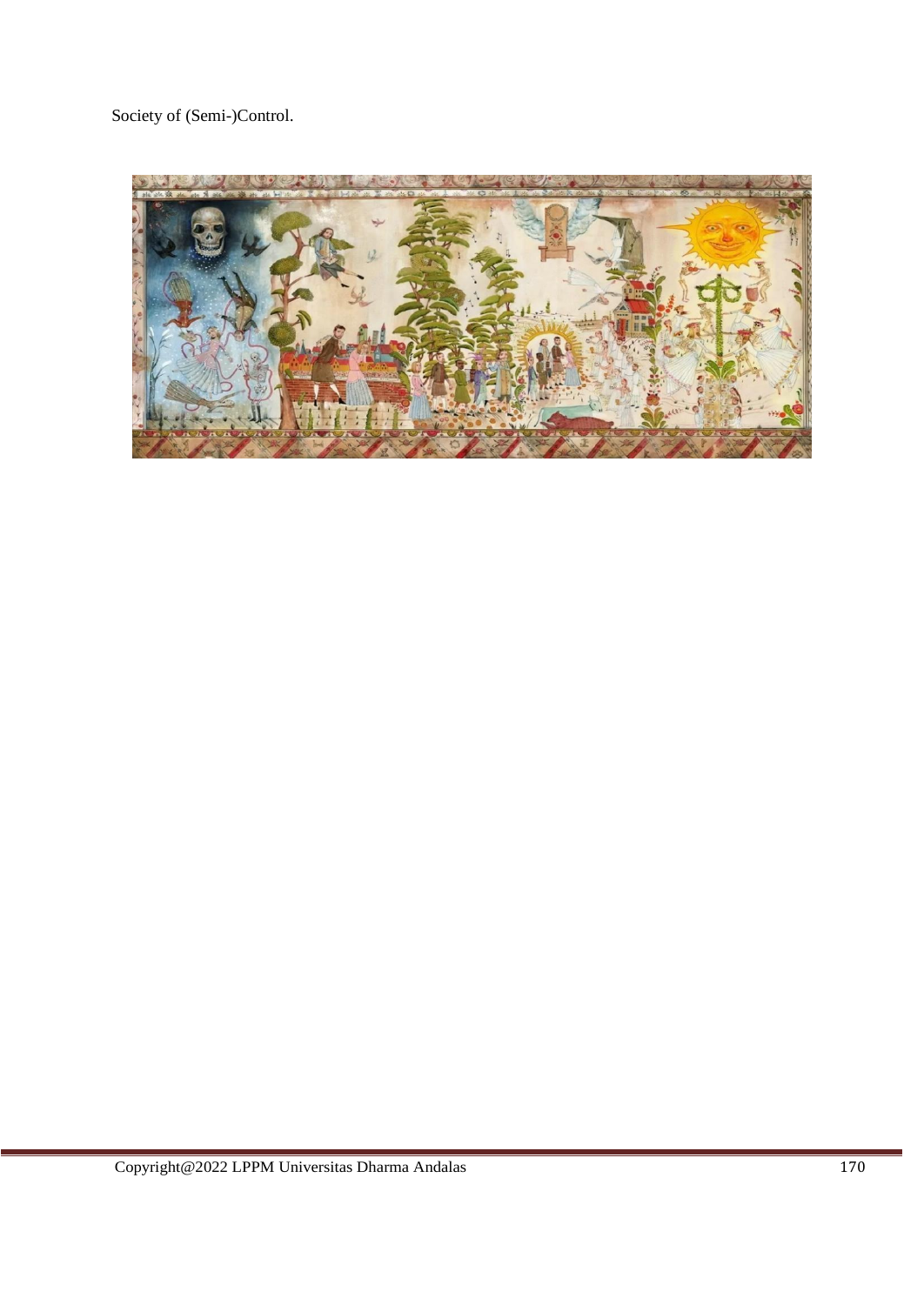Society of (Semi-)Control.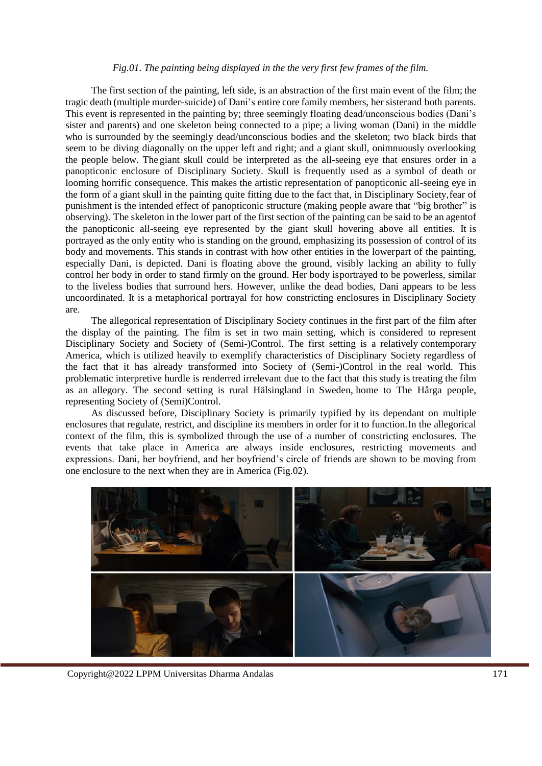*Fig.01. The painting being displayed in the the very first few frames of the film.*

The first section of the painting, left side, is an abstraction of the first main event of the film; the tragic death (multiple murder-suicide) of Dani's entire core family members, her sisterand both parents. This event is represented in the painting by; three seemingly floating dead/unconscious bodies (Dani's sister and parents) and one skeleton being connected to a pipe; a living woman (Dani) in the middle who is surrounded by the seemingly dead/unconscious bodies and the skeleton; two black birds that seem to be diving diagonally on the upper left and right; and a giant skull, onimnuously overlooking the people below. The giant skull could be interpreted as the all-seeing eye that ensures order in a panopticonic enclosure of Disciplinary Society. Skull is frequently used as a symbol of death or looming horrific consequence. This makes the artistic representation of panopticonic all-seeing eye in the form of a giant skull in the painting quite fitting due to the fact that, in Disciplinary Society,fear of punishment is the intended effect of panopticonic structure (making people aware that "big brother" is observing). The skeleton in the lower part of the first section of the painting can be said to be an agentof the panopticonic all-seeing eye represented by the giant skull hovering above all entities. It is portrayed as the only entity who is standing on the ground, emphasizing its possession of control of its body and movements. This stands in contrast with how other entities in the lowerpart of the painting, especially Dani, is depicted. Dani is floating above the ground, visibly lacking an ability to fully control her body in order to stand firmly on the ground. Her body isportrayed to be powerless, similar to the liveless bodies that surround hers. However, unlike the dead bodies, Dani appears to be less uncoordinated. It is a metaphorical portrayal for how constricting enclosures in Disciplinary Society are.

The allegorical representation of Disciplinary Society continues in the first part of the film after the display of the painting. The film is set in two main setting, which is considered to represent Disciplinary Society and Society of (Semi-)Control. The first setting is a relatively contemporary America, which is utilized heavily to exemplify characteristics of Disciplinary Society regardless of the fact that it has already transformed into Society of (Semi-)Control in the real world. This problematic interpretive hurdle is renderred irrelevant due to the fact that this study is treating the film as an allegory. The second setting is rural Hälsingland in Sweden, home to The Hårga people, representing Society of (Semi)Control.

As discussed before, Disciplinary Society is primarily typified by its dependant on multiple enclosures that regulate, restrict, and discipline its members in order for it to function.In the allegorical context of the film, this is symbolized through the use of a number of constricting enclosures. The events that take place in America are always inside enclosures, restricting movements and expressions. Dani, her boyfriend, and her boyfriend's circle of friends are shown to be moving from one enclosure to the next when they are in America (Fig.02).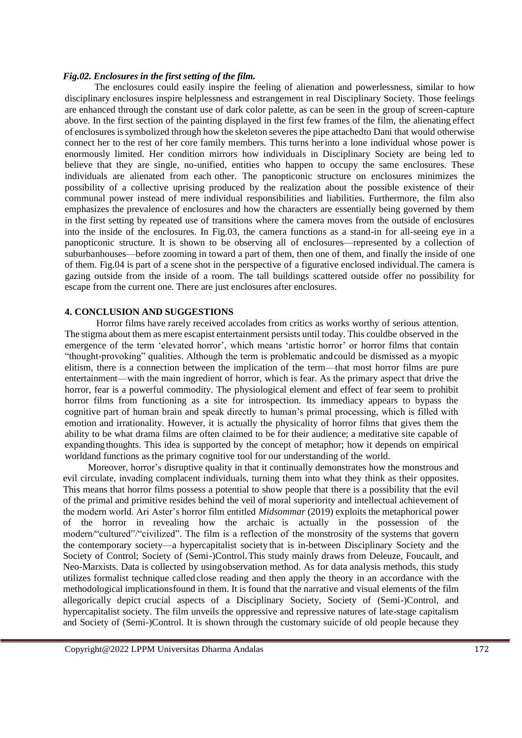***Fig.02. Enclosures in the first setting of the film.***

The enclosures could easily inspire the feeling of alienation and powerlessness, similar to how disciplinary enclosures inspire helplessness and estrangement in real Disciplinary Society. Those feelings are enhanced through the constant use of dark color palette, as can be seen in the group of screen-capture above. In the first section of the painting displayed in the first few frames of the film, the alienating effect of enclosures is symbolized through how the skeleton severes the pipe attachedto Dani that would otherwise connect her to the rest of her core family members. This turns herinto a lone individual whose power is enormously limited. Her condition mirrors how individuals in Disciplinary Society are being led to believe that they are single, no-unified, entities who happen to occupy the same enclosures. These individuals are alienated from each other. The panopticonic structure on enclosures minimizes the possibility of a collective uprising produced by the realization about the possible existence of their communal power instead of mere individual responsibilities and liabilities. Furthermore, the film also emphasizes the prevalence of enclosures and how the characters are essentially being governed by them in the first setting by repeated use of transitions where the camera moves from the outside of enclosures into the inside of the enclosures. In Fig.03, the camera functions as a stand-in for all-seeing eye in a panopticonic structure. It is shown to be observing all of enclosures—represented by a collection of suburbanhouses—before zooming in toward a part of them, then one of them, and finally the inside of one of them. Fig.04 is part of a scene shot in the perspective of a figurative enclosed individual. The camera is gazing outside from the inside of a room. The tall buildings scattered outside offer no possibility for escape from the current one. There are just enclosures after enclosures.

## 4. CONCLUSION AND SUGGESTIONS

Horror films have rarely received accolades from critics as works worthy of serious attention. The stigma about them as mere escapist entertainment persists until today. This couldbe observed in the emergence of the term 'elevated horror', which means 'artistic horror' or horror films that contain "thought-provoking" qualities. Although the term is problematic andcould be dismissed as a myopic elitism, there is a connection between the implication of the term—that most horror films are pure entertainment—with the main ingredient of horror, which is fear. As the primary aspect that drive the horror, fear is a powerful commodity. The physiological element and effect of fear seem to prohibit horror films from functioning as a site for introspection. Its immediacy appears to bypass the cognitive part of human brain and speak directly to human's primal processing, which is filled with emotion and irrationality. However, it is actually the physicality of horror films that gives them the ability to be what drama films are often claimed to be for their audience; a meditative site capable of expandingthoughts. This idea is supported by the concept of metaphor; how it depends on empirical worldand functions as the primary cognitive tool for our understanding of the world.

Moreover, horror's disruptive quality in that it continually demonstrates how the monstrous and evil circulate, invading complacent individuals, turning them into what they think as their opposites. This means that horror films possess a potential to show people that there is a possibility that the evil of the primal and primitive resides behind the veil of moral superiority and intellectual achievement of the modern world. Ari Aster's horror film entitled *Midsommar* (2019) exploits the metaphorical power of the horror in revealing how the archaic is actually in the possession of the modern/"cultured"/"civilized". The film is a reflection of the monstrosity of the systems that govern the contemporary society—a hypercapitalist society that is in-between Disciplinary Society and the Society of Control; Society of (Semi-)Control. This study mainly draws from Deleuze, Foucault, and Neo-Marxists. Data is collected by usingobservation method. As for data analysis methods, this study utilizes formalist technique calledclose reading and then apply the theory in an accordance with the methodological implicationsfound in them. It is found that the narrative and visual elements of the film allegorically depict crucial aspects of a Disciplinary Society, Society of (Semi-)Control, and hypercapitalist society. The film unveils the oppressive and repressive natures of late-stage capitalism and Society of (Semi-)Control. It is shown through the customary suicide of old people because they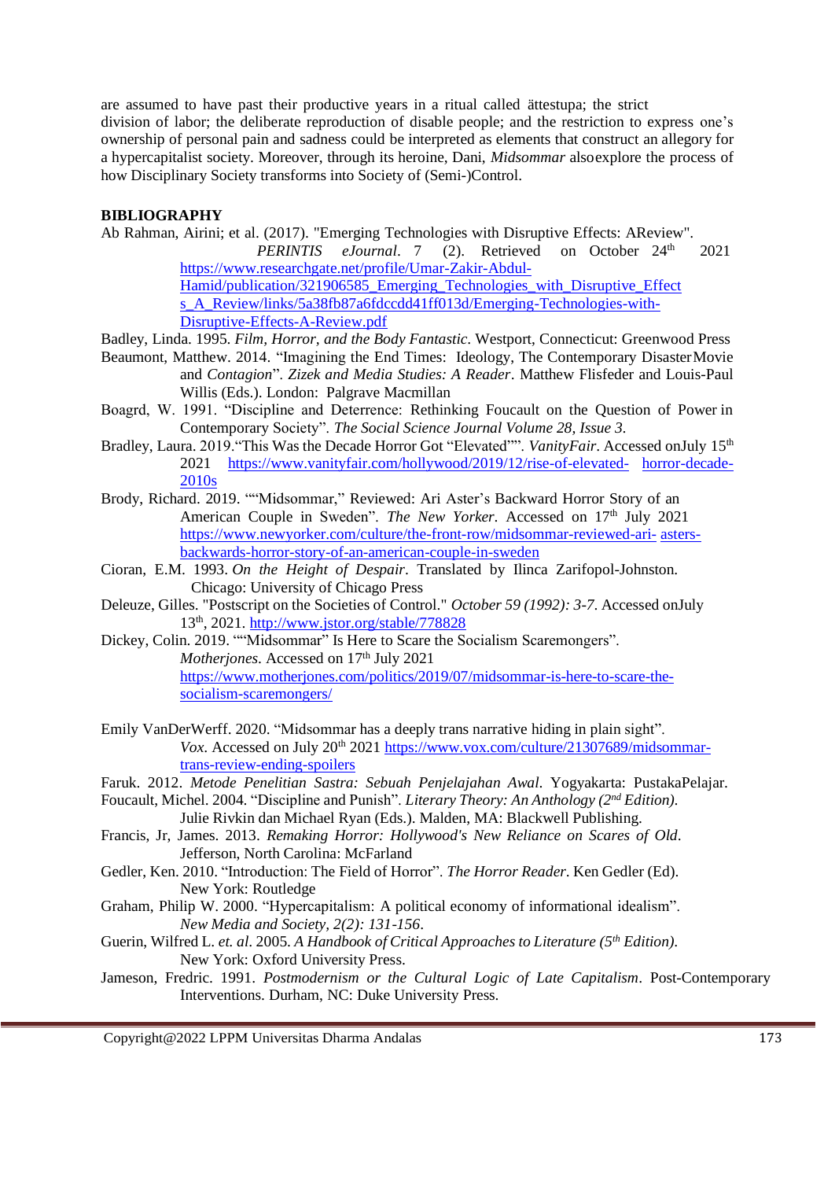are assumed to have past their productive years in a ritual called ättestupa; the strict division of labor; the deliberate reproduction of disable people; and the restriction to express one's ownership of personal pain and sadness could be interpreted as elements that construct an allegory for a hypercapitalist society. Moreover, through its heroine, Dani, *Midsommar* alsoexplore the process of how Disciplinary Society transforms into Society of (Semi-)Control.

**BIBLIOGRAPHY**

Ab Rahman, Airini; et al. (2017). "Emerging Technologies with Disruptive Effects: AReview". *PERINTIS eJournal*. 7 (2). Retrieved on October 24th 2021 https://www.researchgate.net/profile/Umar-Zakir-Abdul-Hamid/publication/321906585_Emerging_Technologies_with_Disruptive_Effects_A_Review/links/5a38fb87a6fdccdd41ff013d/Emerging-Technologies-with-Disruptive-Effects-A-Review.pdf

Badley, Linda. 1995. *Film, Horror, and the Body Fantastic*. Westport, Connecticut: Greenwood Press

Beaumont, Matthew. 2014. "Imagining the End Times: Ideology, The Contemporary DisasterMovie and *Contagion*". *Zizek and Media Studies: A Reader*. Matthew Flisfeder and Louis-Paul Willis (Eds.). London: Palgrave Macmillan

Boagrd, W. 1991. "Discipline and Deterrence: Rethinking Foucault on the Question of Power in Contemporary Society". *The Social Science Journal Volume 28, Issue 3.*

Bradley, Laura. 2019."This Was the Decade Horror Got "Elevated"". *VanityFair*. Accessed onJuly 15th 2021 https://www.vanityfair.com/hollywood/2019/12/rise-of-elevated- horror-decade-2010s

Brody, Richard. 2019. ""Midsommar," Reviewed: Ari Aster's Backward Horror Story of an American Couple in Sweden". *The New Yorker*. Accessed on 17th July 2021 https://www.newyorker.com/culture/the-front-row/midsommar-reviewed-ari- asters-backwards-horror-story-of-an-american-couple-in-sweden

Cioran, E.M. 1993. *On the Height of Despair*. Translated by Ilinca Zarifopol-Johnston. Chicago: University of Chicago Press

Deleuze, Gilles. "Postscript on the Societies of Control." *October 59 (1992): 3-7*. Accessed onJuly 13th, 2021. http://www.jstor.org/stable/778828

Dickey, Colin. 2019. ""Midsommar" Is Here to Scare the Socialism Scaremongers". *Motherjones*. Accessed on 17th July 2021 https://www.motherjones.com/politics/2019/07/midsommar-is-here-to-scare-the-socialism-scaremongers/

Emily VanDerWerff. 2020. "Midsommar has a deeply trans narrative hiding in plain sight". *Vox*. Accessed on July 20th 2021 https://www.vox.com/culture/21307689/midsommar-trans-review-ending-spoilers

Faruk. 2012. *Metode Penelitian Sastra: Sebuah Penjelajahan Awal*. Yogyakarta: PustakaPelajar.

Foucault, Michel. 2004. "Discipline and Punish". *Literary Theory: An Anthology (2nd Edition).* Julie Rivkin dan Michael Ryan (Eds.). Malden, MA: Blackwell Publishing.

Francis, Jr, James. 2013. *Remaking Horror: Hollywood's New Reliance on Scares of Old*. Jefferson, North Carolina: McFarland

Gedler, Ken. 2010. "Introduction: The Field of Horror". *The Horror Reader*. Ken Gedler (Ed). New York: Routledge

Graham, Philip W. 2000. "Hypercapitalism: A political economy of informational idealism". *New Media and Society, 2(2): 131-156*.

Guerin, Wilfred L. *et. al*. 2005. *A Handbook of Critical Approaches to Literature (5th Edition).* New York: Oxford University Press.

Jameson, Fredric. 1991. *Postmodernism or the Cultural Logic of Late Capitalism*. Post-Contemporary Interventions. Durham, NC: Duke University Press.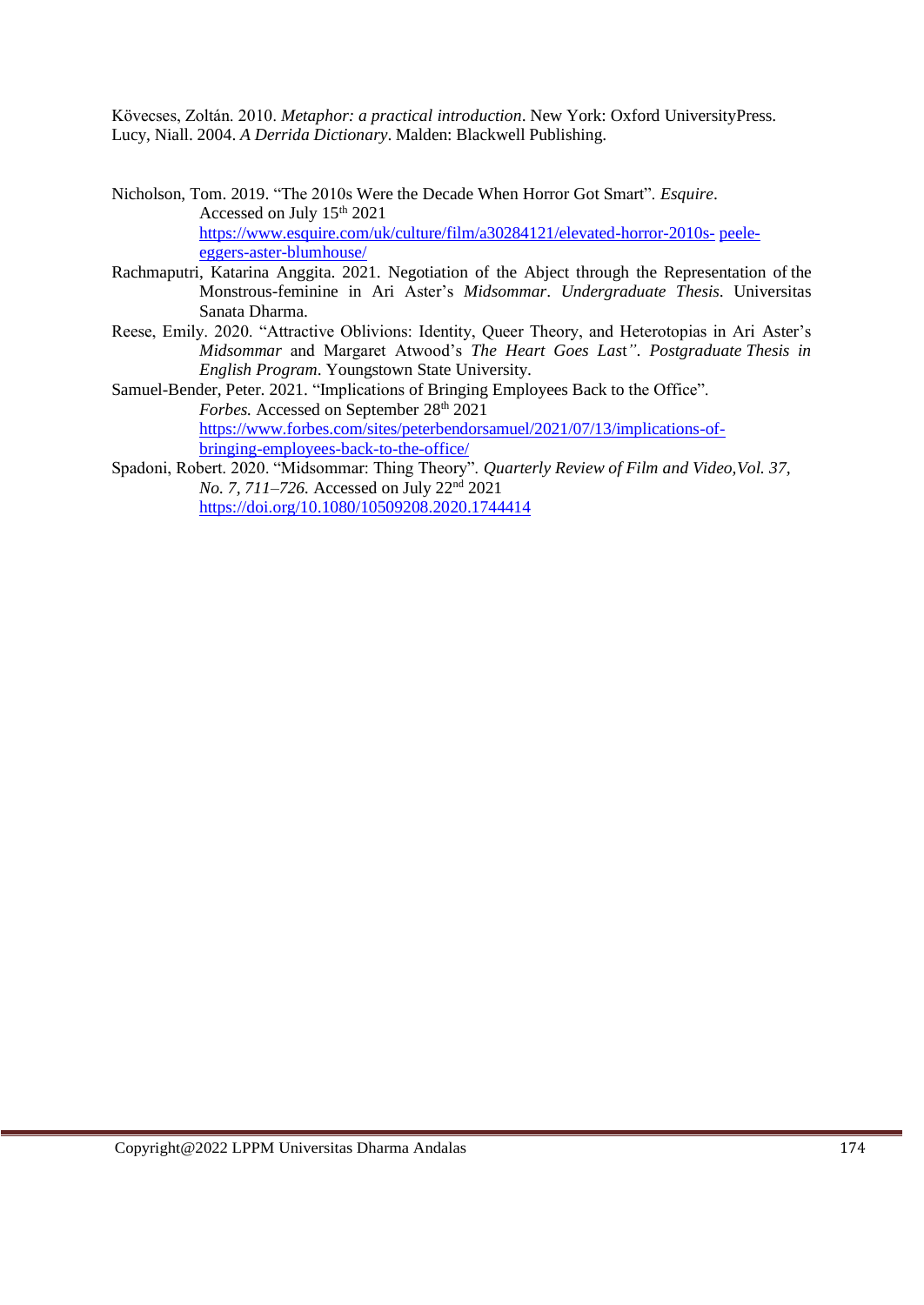Kövecses, Zoltán. 2010. *Metaphor: a practical introduction*. New York: Oxford UniversityPress.
Lucy, Niall. 2004. *A Derrida Dictionary*. Malden: Blackwell Publishing.

Nicholson, Tom. 2019. "The 2010s Were the Decade When Horror Got Smart". *Esquire*. Accessed on July 15th 2021 https://www.esquire.com/uk/culture/film/a30284121/elevated-horror-2010s- peele-eggers-aster-blumhouse/

Rachmaputri, Katarina Anggita. 2021. Negotiation of the Abject through the Representation of the Monstrous-feminine in Ari Aster's *Midsommar*. *Undergraduate Thesis*. Universitas Sanata Dharma.

Reese, Emily. 2020. "Attractive Oblivions: Identity, Queer Theory, and Heterotopias in Ari Aster's *Midsommar* and Margaret Atwood's *The Heart Goes Last"*. *Postgraduate Thesis in English Program*. Youngstown State University.

Samuel-Bender, Peter. 2021. "Implications of Bringing Employees Back to the Office". *Forbes.* Accessed on September 28th 2021 https://www.forbes.com/sites/peterbendorsamuel/2021/07/13/implications-of-bringing-employees-back-to-the-office/

Spadoni, Robert. 2020. "Midsommar: Thing Theory". *Quarterly Review of Film and Video,Vol. 37, No. 7, 711–726.* Accessed on July 22nd 2021 https://doi.org/10.1080/10509208.2020.1744414